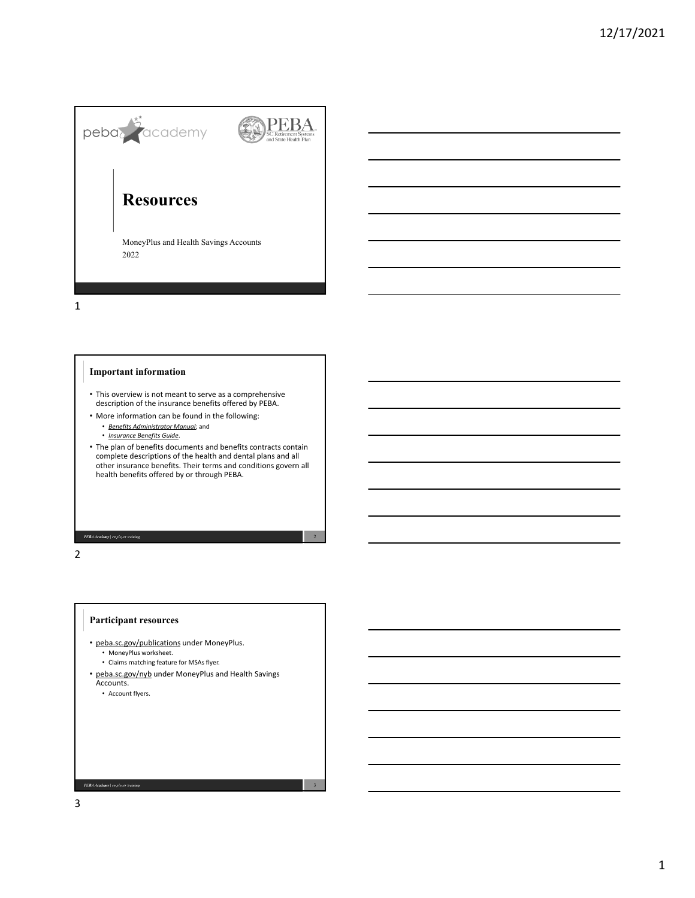# Resources

MoneyPlus and Health Savings Accounts
2022

## Important information

- This overview is not meant to serve as a comprehensive description of the insurance benefits offered by PEBA.
- More information can be found in the following:
  - *Benefits Administrator Manual*; and
  - *Insurance Benefits Guide*.
- The plan of benefits documents and benefits contracts contain complete descriptions of the health and dental plans and all other insurance benefits. Their terms and conditions govern all health benefits offered by or through PEBA.

## Participant resources

- peba.sc.gov/publications under MoneyPlus.
  - MoneyPlus worksheet.
  - Claims matching feature for MSAs flyer.
- peba.sc.gov/nyb under MoneyPlus and Health Savings Accounts.
  - Account flyers.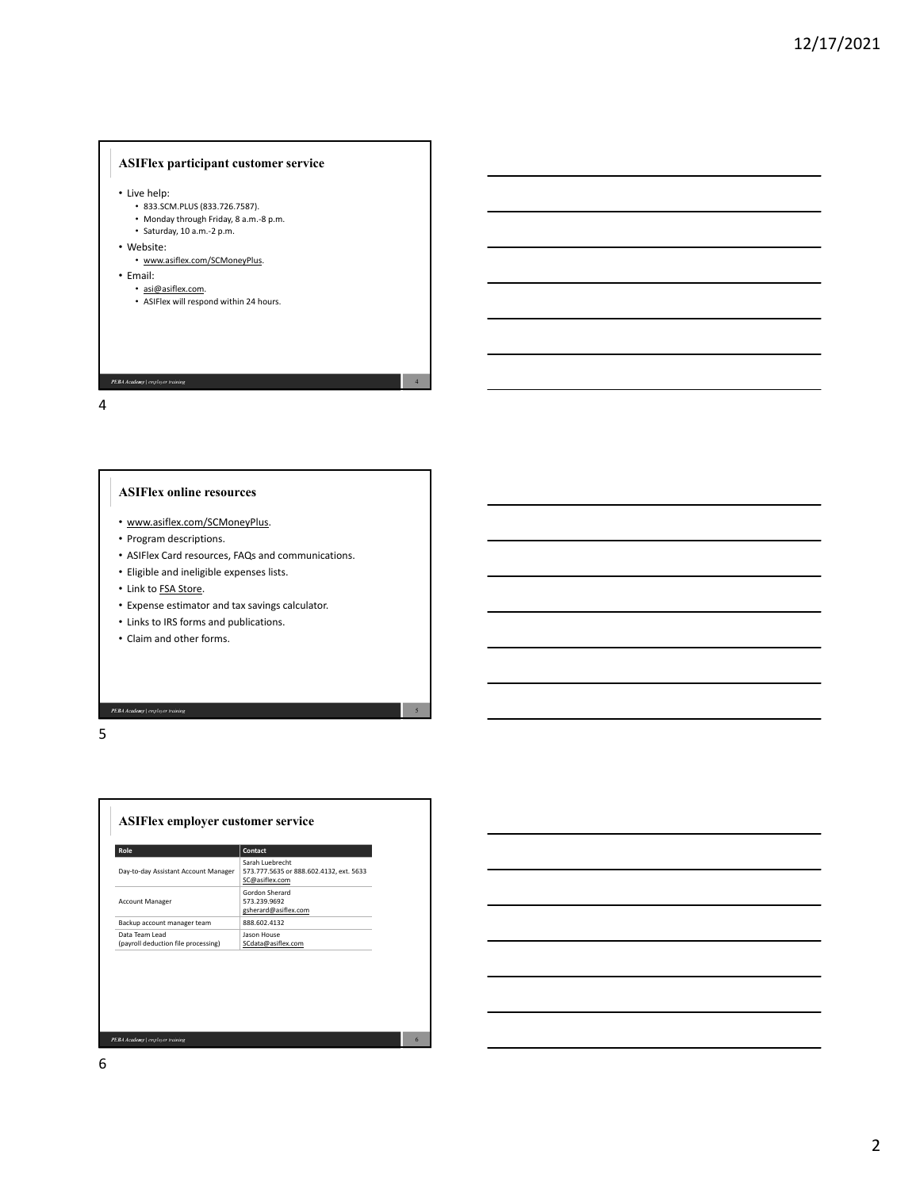## ASIFlex participant customer service

- Live help:
  - 833.SCM.PLUS (833.726.7587).
  - Monday through Friday, 8 a.m.-8 p.m.
  - Saturday, 10 a.m.-2 p.m.
- Website:
  - www.asiflex.com/SCMoneyPlus.
- Email:
  - asi@asiflex.com.
  - ASIFlex will respond within 24 hours.

## ASIFlex online resources

- www.asiflex.com/SCMoneyPlus.
- Program descriptions.
- ASIFlex Card resources, FAQs and communications.
- Eligible and ineligible expenses lists.
- Link to FSA Store.
- Expense estimator and tax savings calculator.
- Links to IRS forms and publications.
- Claim and other forms.

## ASIFlex employer customer service

| Role | Contact |
| --- | --- |
| Day-to-day Assistant Account Manager | Sarah Luebrecht<br>573.777.5635 or 888.602.4132, ext. 5633<br>SC@asiflex.com |
| Account Manager | Gordon Sherard<br>573.239.9692<br>gsherard@asiflex.com |
| Backup account manager team | 888.602.4132 |
| Data Team Lead<br>(payroll deduction file processing) | Jason House<br>SCdata@asiflex.com |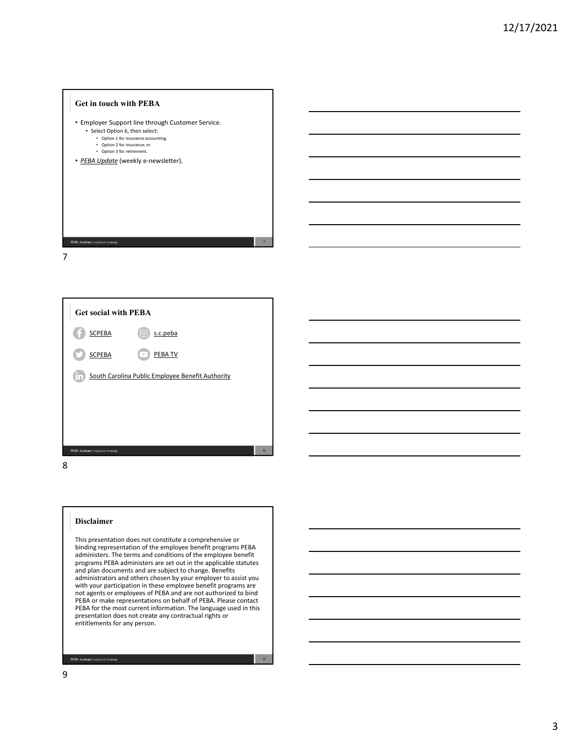## Get in touch with PEBA

- Employer Support line through Customer Service.
  - Select Option 6, then select:
    - Option 1 for insurance accounting;
    - Option 2 for insurance; or
    - Option 3 for retirement.
- *PEBA Update* (weekly e-newsletter).

*PEBA Academy | employer training*

## Get social with PEBA

SCPEBA

s.c.peba

SCPEBA

PEBA TV

South Carolina Public Employee Benefit Authority

*PEBA Academy | employer training*

## Disclaimer

This presentation does not constitute a comprehensive or binding representation of the employee benefit programs PEBA administers. The terms and conditions of the employee benefit programs PEBA administers are set out in the applicable statutes and plan documents and are subject to change. Benefits administrators and others chosen by your employer to assist you with your participation in these employee benefit programs are not agents or employees of PEBA and are not authorized to bind PEBA or make representations on behalf of PEBA. Please contact PEBA for the most current information. The language used in this presentation does not create any contractual rights or entitlements for any person.

*PEBA Academy | employer training*